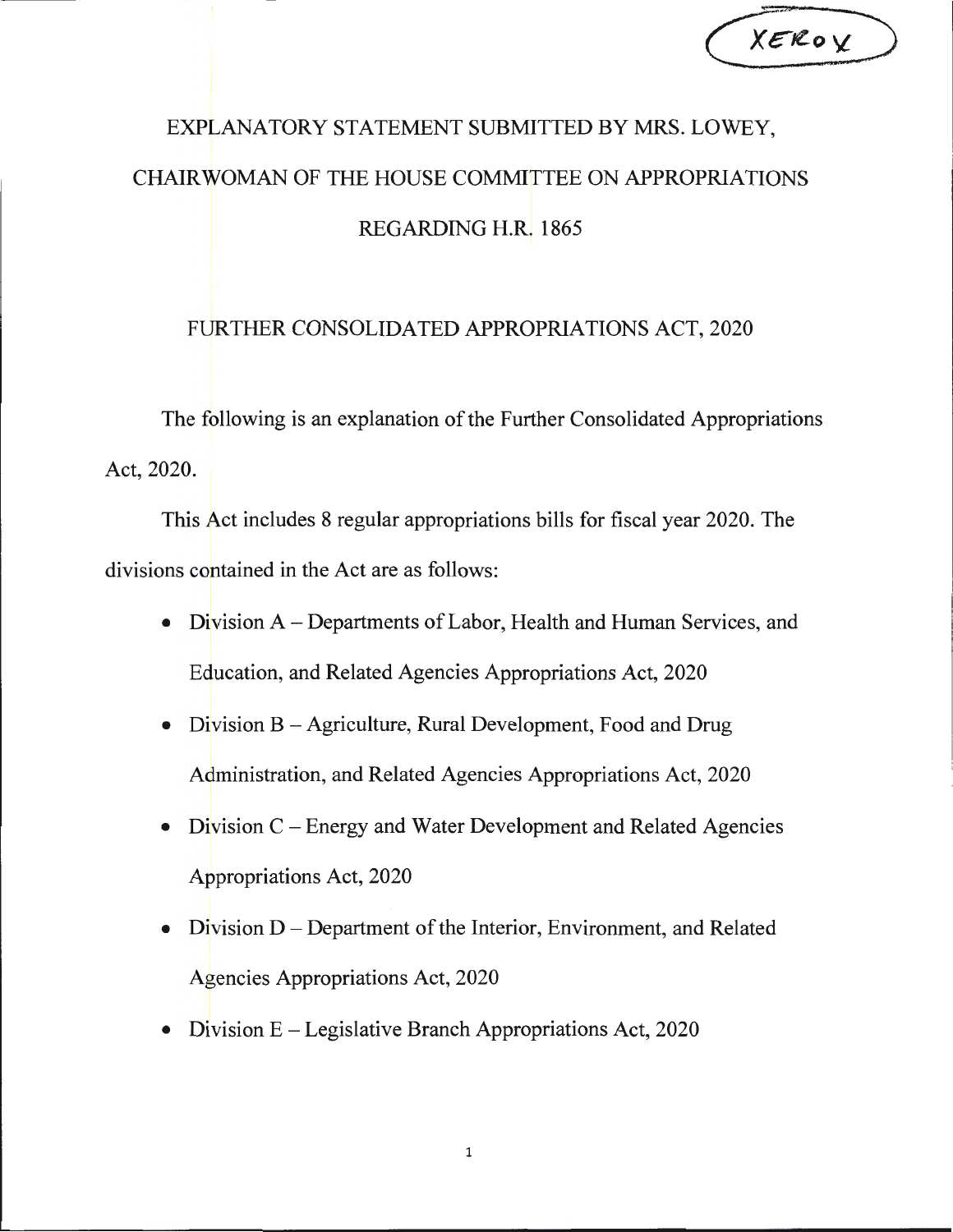XEROX

# EXPLANATORY STATEMENT SUBMITTED BY MRS. LOWEY, CHAIRWOMAN OF THE HOUSE COMMITTEE ON APPROPRIATIONS REGARDING H.R. 1865

## FURTHER CONSOLIDATED APPROPRIATIONS ACT, 2020

The following is an explanation of the Further Consolidated Appropriations Act, 2020.

This Act includes 8 regular appropriations bills for fiscal year 2020. The divisions contained in the Act are as follows:

- Division A – Departments of Labor, Health and Human Services, and Education, and Related Agencies Appropriations Act, 2020
- Division B – Agriculture, Rural Development, Food and Drug Administration, and Related Agencies Appropriations Act, 2020
- Division C – Energy and Water Development and Related Agencies Appropriations Act, 2020
- Division D – Department of the Interior, Environment, and Related Agencies Appropriations Act, 2020
- Division E – Legislative Branch Appropriations Act, 2020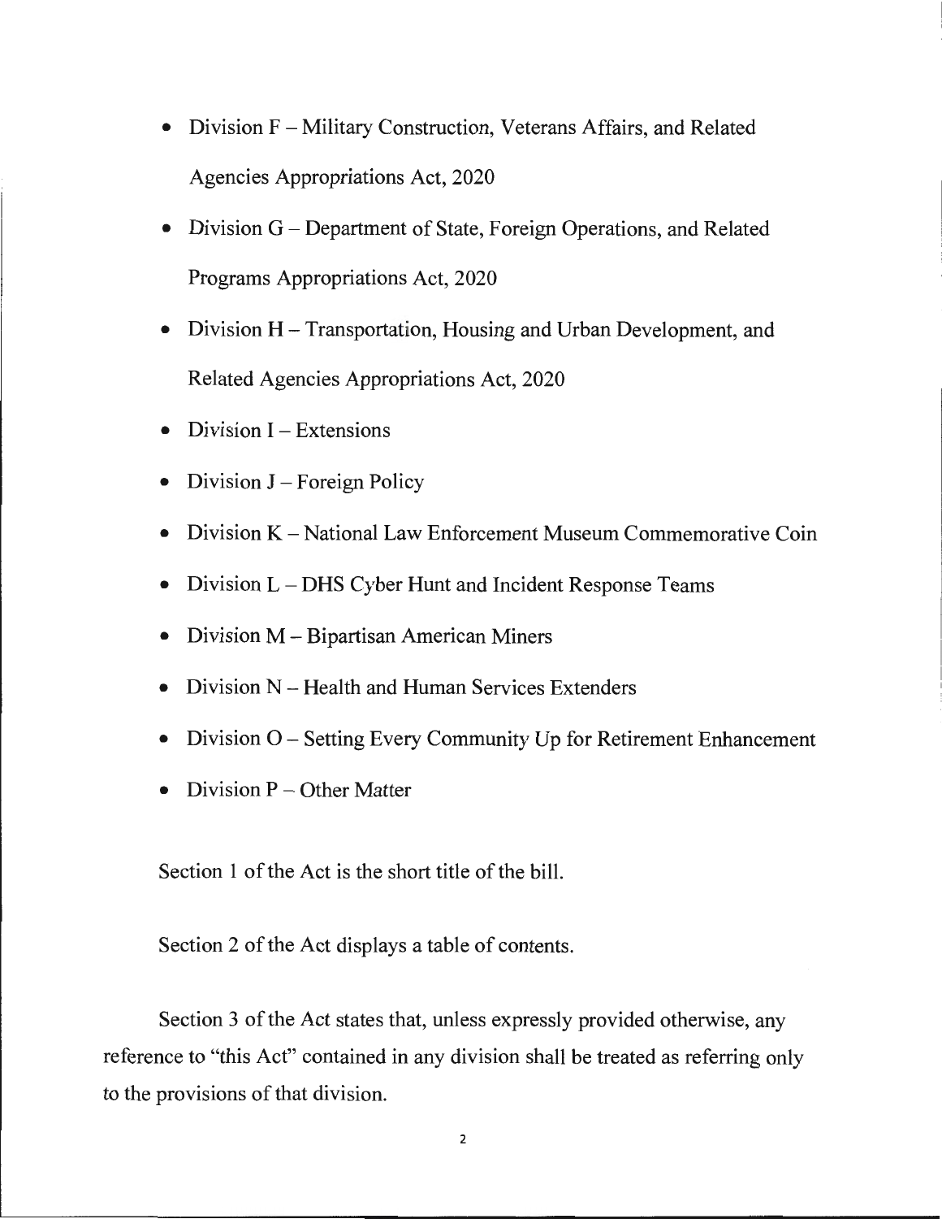- Division F – Military Construction, Veterans Affairs, and Related Agencies Appropriations Act, 2020
- Division G – Department of State, Foreign Operations, and Related Programs Appropriations Act, 2020
- Division H – Transportation, Housing and Urban Development, and Related Agencies Appropriations Act, 2020
- Division I – Extensions
- Division J – Foreign Policy
- Division K – National Law Enforcement Museum Commemorative Coin
- Division L – DHS Cyber Hunt and Incident Response Teams
- Division M – Bipartisan American Miners
- Division N – Health and Human Services Extenders
- Division O – Setting Every Community Up for Retirement Enhancement
- Division P – Other Matter

Section 1 of the Act is the short title of the bill.

Section 2 of the Act displays a table of contents.

Section 3 of the Act states that, unless expressly provided otherwise, any reference to "this Act" contained in any division shall be treated as referring only to the provisions of that division.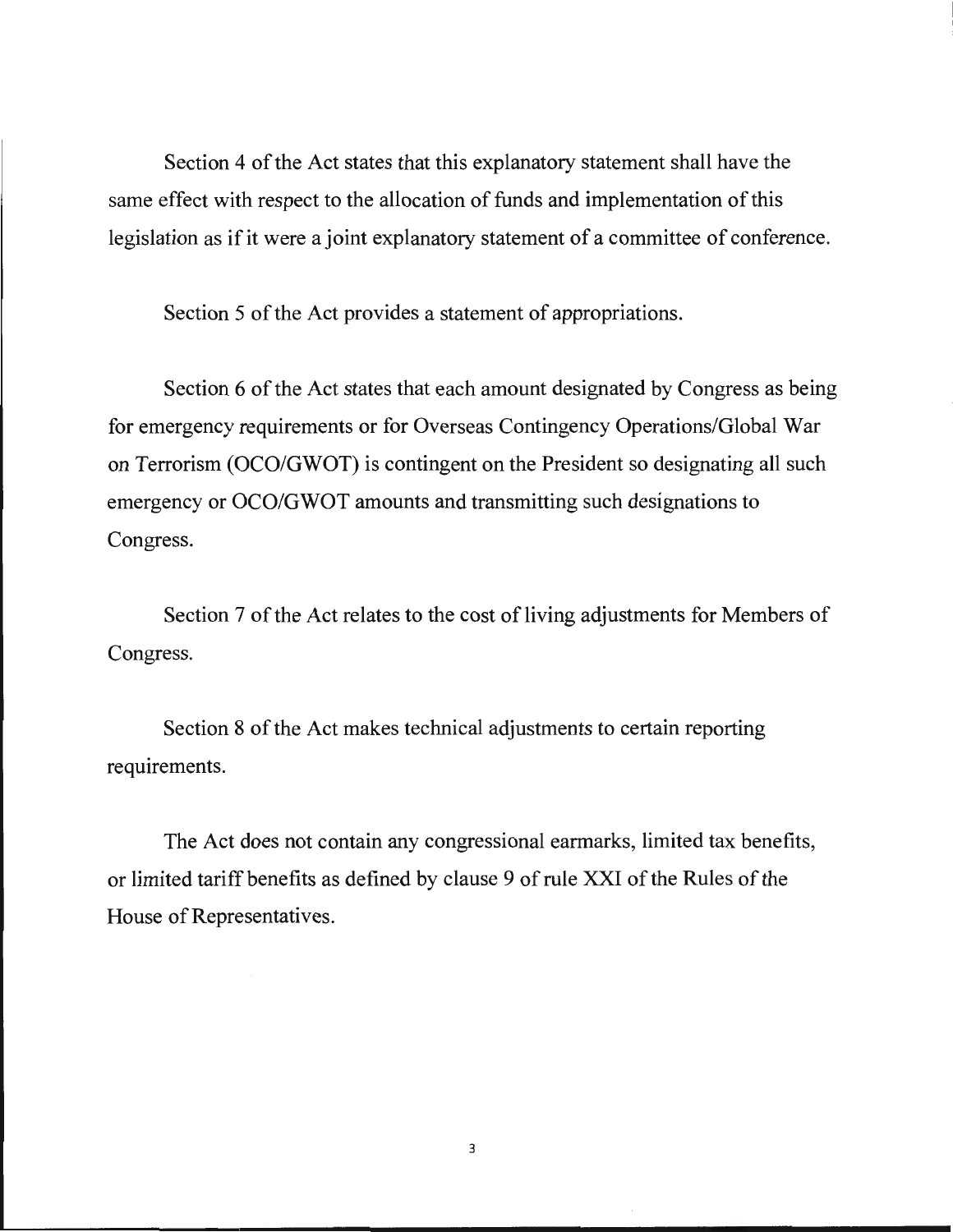Section 4 of the Act states that this explanatory statement shall have the same effect with respect to the allocation of funds and implementation of this legislation as if it were a joint explanatory statement of a committee of conference.

Section 5 of the Act provides a statement of appropriations.

Section 6 of the Act states that each amount designated by Congress as being for emergency requirements or for Overseas Contingency Operations/Global War on Terrorism (OCO/GWOT) is contingent on the President so designating all such emergency or OCO/GWOT amounts and transmitting such designations to Congress.

Section 7 of the Act relates to the cost of living adjustments for Members of Congress.

Section 8 of the Act makes technical adjustments to certain reporting requirements.

The Act does not contain any congressional earmarks, limited tax benefits, or limited tariff benefits as defined by clause 9 of rule XXI of the Rules of the House of Representatives.